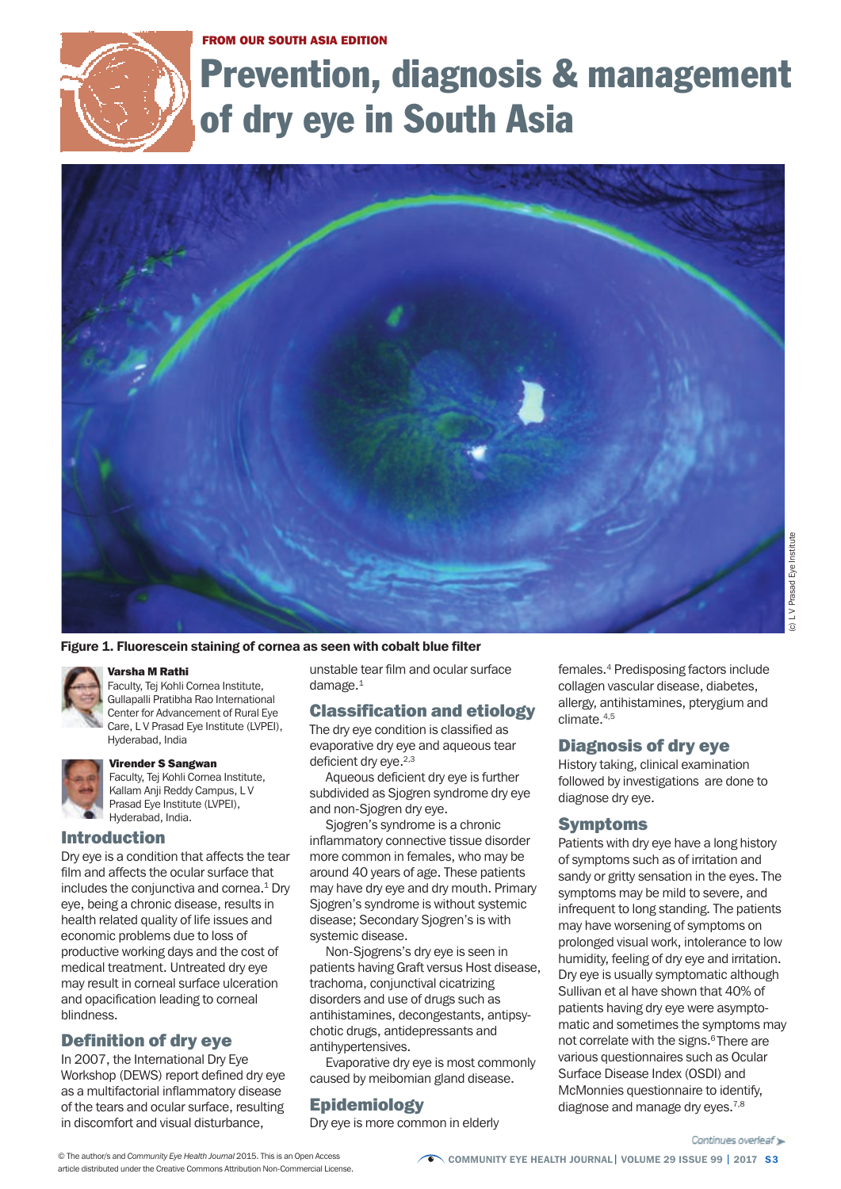FROM OUR SOUTH ASIA EDITION

# Prevention, diagnosis & management of dry eye in South Asia

Figure 1. Fluorescein staining of cornea as seen with cobalt blue filter

(c) L V Prasad Eye Institute

**Varsha M Rathi**
Faculty, Tej Kohli Cornea Institute, Gullapalli Pratibha Rao International Center for Advancement of Rural Eye Care, L V Prasad Eye Institute (LVPEI), Hyderabad, India

**Virender S Sangwan**
Faculty, Tej Kohli Cornea Institute, Kallam Anji Reddy Campus, L V Prasad Eye Institute (LVPEI), Hyderabad, India.

## Introduction

Dry eye is a condition that affects the tear film and affects the ocular surface that includes the conjunctiva and cornea.[1] Dry eye, being a chronic disease, results in health related quality of life issues and economic problems due to loss of productive working days and the cost of medical treatment. Untreated dry eye may result in corneal surface ulceration and opacification leading to corneal blindness.

## Definition of dry eye

In 2007, the International Dry Eye Workshop (DEWS) report defined dry eye as a multifactorial inflammatory disease of the tears and ocular surface, resulting in discomfort and visual disturbance, unstable tear film and ocular surface damage.[1]

## Classification and etiology

The dry eye condition is classified as evaporative dry eye and aqueous tear deficient dry eye.[2,3]

Aqueous deficient dry eye is further subdivided as Sjogren syndrome dry eye and non-Sjogren dry eye.

Sjogren's syndrome is a chronic inflammatory connective tissue disorder more common in females, who may be around 40 years of age. These patients may have dry eye and dry mouth. Primary Sjogren's syndrome is without systemic disease; Secondary Sjogren's is with systemic disease.

Non-Sjogrens's dry eye is seen in patients having Graft versus Host disease, trachoma, conjunctival cicatrizing disorders and use of drugs such as antihistamines, decongestants, antipsychotic drugs, antidepressants and antihypertensives.

Evaporative dry eye is most commonly caused by meibomian gland disease.

## Epidemiology

Dry eye is more common in elderly females.[4] Predisposing factors include collagen vascular disease, diabetes, allergy, antihistamines, pterygium and climate.[4,5]

## Diagnosis of dry eye

History taking, clinical examination followed by investigations are done to diagnose dry eye.

## Symptoms

Patients with dry eye have a long history of symptoms such as of irritation and sandy or gritty sensation in the eyes. The symptoms may be mild to severe, and infrequent to long standing. The patients may have worsening of symptoms on prolonged visual work, intolerance to low humidity, feeling of dry eye and irritation. Dry eye is usually symptomatic although Sullivan et al have shown that 40% of patients having dry eye were asymptomatic and sometimes the symptoms may not correlate with the signs.[6] There are various questionnaires such as Ocular Surface Disease Index (OSDI) and McMonnies questionnaire to identify, diagnose and manage dry eyes.[7,8]

Continues overleaf

© The author/s and *Community Eye Health Journal* 2015. This is an Open Access article distributed under the Creative Commons Attribution Non-Commercial License.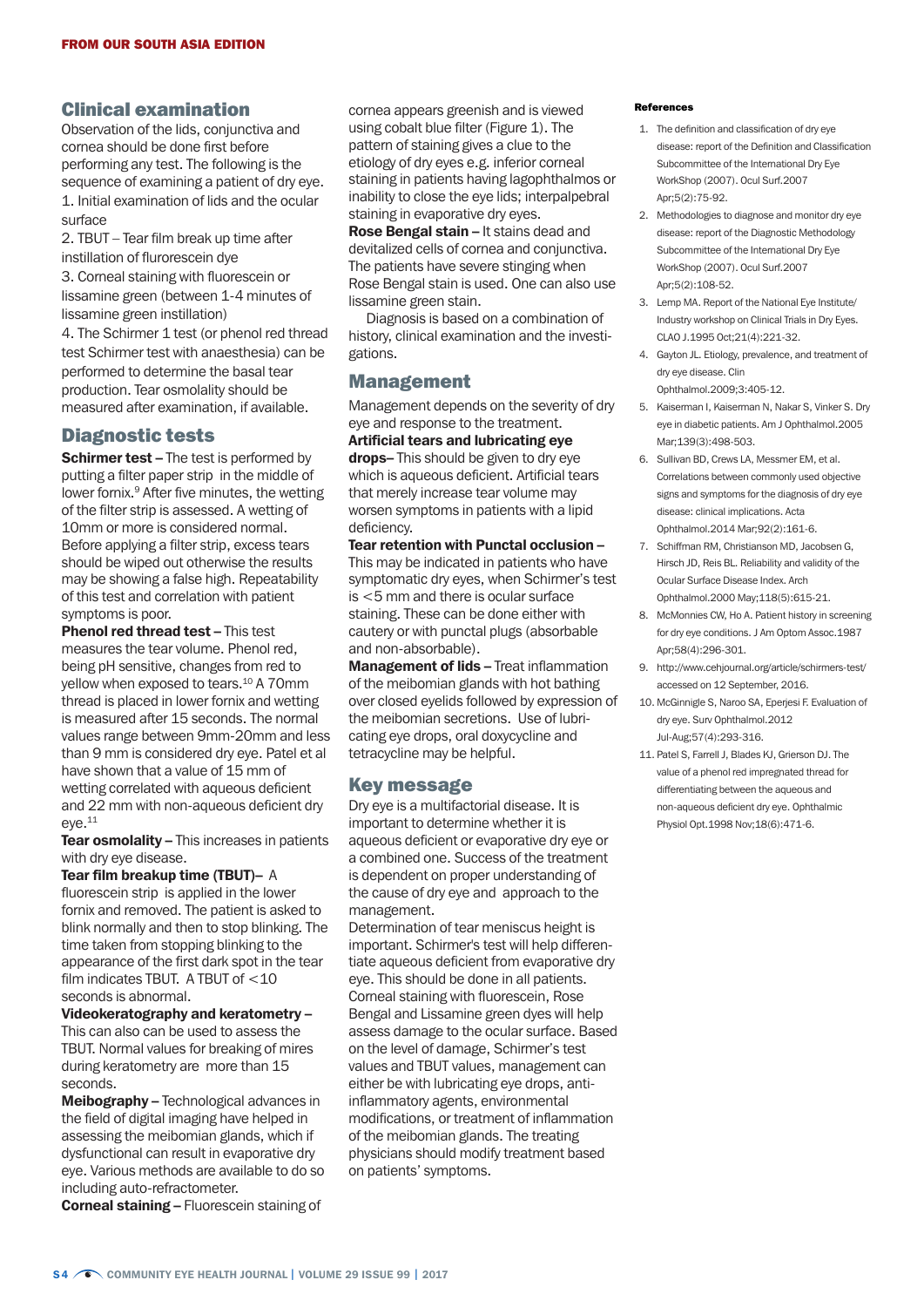## Clinical examination

Observation of the lids, conjunctiva and cornea should be done first before performing any test. The following is the sequence of examining a patient of dry eye.

1. Initial examination of lids and the ocular surface
2. TBUT – Tear film break up time after instillation of flurorescein dye
3. Corneal staining with fluorescein or lissamine green (between 1-4 minutes of lissamine green instillation)
4. The Schirmer 1 test (or phenol red thread test Schirmer test with anaesthesia) can be performed to determine the basal tear production. Tear osmolality should be measured after examination, if available.

## Diagnostic tests

**Schirmer test –** The test is performed by putting a filter paper strip in the middle of lower fornix.[9] After five minutes, the wetting of the filter strip is assessed. A wetting of 10mm or more is considered normal. Before applying a filter strip, excess tears should be wiped out otherwise the results may be showing a false high. Repeatability of this test and correlation with patient symptoms is poor.

**Phenol red thread test –** This test measures the tear volume. Phenol red, being pH sensitive, changes from red to yellow when exposed to tears.[10] A 70mm thread is placed in lower fornix and wetting is measured after 15 seconds. The normal values range between 9mm-20mm and less than 9 mm is considered dry eye. Patel et al have shown that a value of 15 mm of wetting correlated with aqueous deficient and 22 mm with non-aqueous deficient dry eye.[11]

**Tear osmolality –** This increases in patients with dry eye disease.

**Tear film breakup time (TBUT)–** A fluorescein strip is applied in the lower fornix and removed. The patient is asked to blink normally and then to stop blinking. The time taken from stopping blinking to the appearance of the first dark spot in the tear film indicates TBUT. A TBUT of <10 seconds is abnormal.

**Videokeratography and keratometry –** This can also can be used to assess the TBUT. Normal values for breaking of mires during keratometry are more than 15 seconds.

**Meibography –** Technological advances in the field of digital imaging have helped in assessing the meibomian glands, which if dysfunctional can result in evaporative dry eye. Various methods are available to do so including auto-refractometer.

**Corneal staining –** Fluorescein staining of cornea appears greenish and is viewed using cobalt blue filter (Figure 1). The pattern of staining gives a clue to the etiology of dry eyes e.g. inferior corneal staining in patients having lagophthalmos or inability to close the eye lids; interpalpebral staining in evaporative dry eyes.

**Rose Bengal stain –** It stains dead and devitalized cells of cornea and conjunctiva. The patients have severe stinging when Rose Bengal stain is used. One can also use lissamine green stain.

Diagnosis is based on a combination of history, clinical examination and the investigations.

## Management

Management depends on the severity of dry eye and response to the treatment.

**Artificial tears and lubricating eye drops–** This should be given to dry eye which is aqueous deficient. Artificial tears that merely increase tear volume may worsen symptoms in patients with a lipid deficiency.

**Tear retention with Punctal occlusion –** This may be indicated in patients who have symptomatic dry eyes, when Schirmer's test is <5 mm and there is ocular surface staining. These can be done either with cautery or with punctal plugs (absorbable and non-absorbable).

**Management of lids –** Treat inflammation of the meibomian glands with hot bathing over closed eyelids followed by expression of the meibomian secretions. Use of lubricating eye drops, oral doxycycline and tetracycline may be helpful.

## Key message

Dry eye is a multifactorial disease. It is important to determine whether it is aqueous deficient or evaporative dry eye or a combined one. Success of the treatment is dependent on proper understanding of the cause of dry eye and approach to the management.

Determination of tear meniscus height is important. Schirmer's test will help differentiate aqueous deficient from evaporative dry eye. This should be done in all patients. Corneal staining with fluorescein, Rose Bengal and Lissamine green dyes will help assess damage to the ocular surface. Based on the level of damage, Schirmer's test values and TBUT values, management can either be with lubricating eye drops, anti-inflammatory agents, environmental modifications, or treatment of inflammation of the meibomian glands. The treating physicians should modify treatment based on patients' symptoms.

#### References

1. The definition and classification of dry eye disease: report of the Definition and Classification Subcommittee of the International Dry Eye WorkShop (2007). Ocul Surf.2007 Apr;5(2):75-92.
2. Methodologies to diagnose and monitor dry eye disease: report of the Diagnostic Methodology Subcommittee of the International Dry Eye WorkShop (2007). Ocul Surf.2007 Apr;5(2):108-52.
3. Lemp MA. Report of the National Eye Institute/ Industry workshop on Clinical Trials in Dry Eyes. CLAO J.1995 Oct;21(4):221-32.
4. Gayton JL. Etiology, prevalence, and treatment of dry eye disease. Clin Ophthalmol.2009;3:405-12.
5. Kaiserman I, Kaiserman N, Nakar S, Vinker S. Dry eye in diabetic patients. Am J Ophthalmol.2005 Mar;139(3):498-503.
6. Sullivan BD, Crews LA, Messmer EM, et al. Correlations between commonly used objective signs and symptoms for the diagnosis of dry eye disease: clinical implications. Acta Ophthalmol.2014 Mar;92(2):161-6.
7. Schiffman RM, Christianson MD, Jacobsen G, Hirsch JD, Reis BL. Reliability and validity of the Ocular Surface Disease Index. Arch Ophthalmol.2000 May;118(5):615-21.
8. McMonnies CW, Ho A. Patient history in screening for dry eye conditions. J Am Optom Assoc.1987 Apr;58(4):296-301.
9. http://www.cehjournal.org/article/schirmers-test/ accessed on 12 September, 2016.
10. McGinnigle S, Naroo SA, Eperjesi F. Evaluation of dry eye. Surv Ophthalmol.2012 Jul-Aug;57(4):293-316.
11. Patel S, Farrell J, Blades KJ, Grierson DJ. The value of a phenol red impregnated thread for differentiating between the aqueous and non-aqueous deficient dry eye. Ophthalmic Physiol Opt.1998 Nov;18(6):471-6.